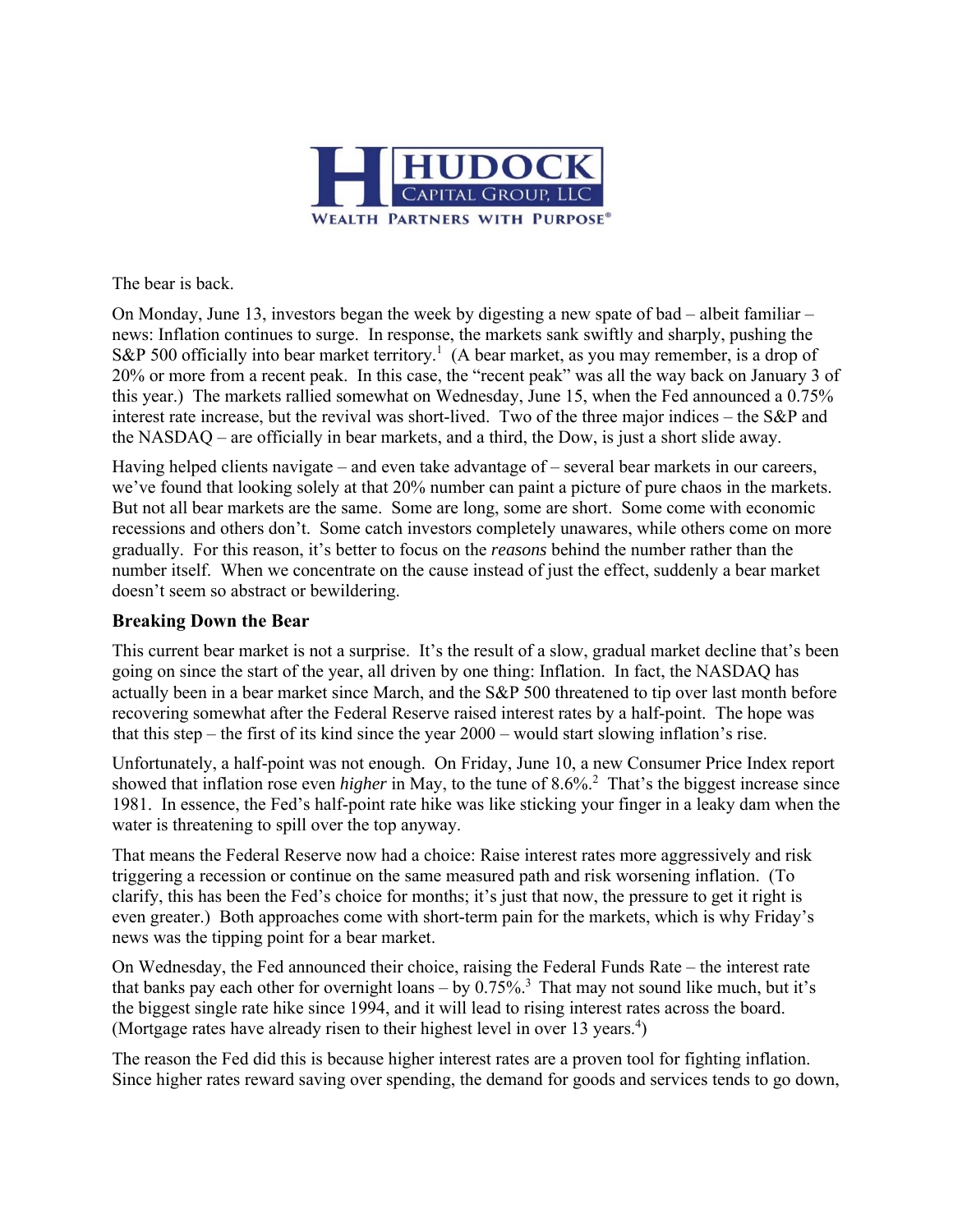The bear is back.

On Monday, June 13, investors began the week by digesting a new spate of bad – albeit familiar – news: Inflation continues to surge. In response, the markets sank swiftly and sharply, pushing the S&P 500 officially into bear market territory.[1] (A bear market, as you may remember, is a drop of 20% or more from a recent peak. In this case, the "recent peak" was all the way back on January 3 of this year.) The markets rallied somewhat on Wednesday, June 15, when the Fed announced a 0.75% interest rate increase, but the revival was short-lived. Two of the three major indices – the S&P and the NASDAQ – are officially in bear markets, and a third, the Dow, is just a short slide away.

Having helped clients navigate – and even take advantage of – several bear markets in our careers, we've found that looking solely at that 20% number can paint a picture of pure chaos in the markets. But not all bear markets are the same. Some are long, some are short. Some come with economic recessions and others don't. Some catch investors completely unawares, while others come on more gradually. For this reason, it's better to focus on the *reasons* behind the number rather than the number itself. When we concentrate on the cause instead of just the effect, suddenly a bear market doesn't seem so abstract or bewildering.

### Breaking Down the Bear

This current bear market is not a surprise. It's the result of a slow, gradual market decline that's been going on since the start of the year, all driven by one thing: Inflation. In fact, the NASDAQ has actually been in a bear market since March, and the S&P 500 threatened to tip over last month before recovering somewhat after the Federal Reserve raised interest rates by a half-point. The hope was that this step – the first of its kind since the year 2000 – would start slowing inflation's rise.

Unfortunately, a half-point was not enough. On Friday, June 10, a new Consumer Price Index report showed that inflation rose even *higher* in May, to the tune of 8.6%.[2] That's the biggest increase since 1981. In essence, the Fed's half-point rate hike was like sticking your finger in a leaky dam when the water is threatening to spill over the top anyway.

That means the Federal Reserve now had a choice: Raise interest rates more aggressively and risk triggering a recession or continue on the same measured path and risk worsening inflation. (To clarify, this has been the Fed's choice for months; it's just that now, the pressure to get it right is even greater.) Both approaches come with short-term pain for the markets, which is why Friday's news was the tipping point for a bear market.

On Wednesday, the Fed announced their choice, raising the Federal Funds Rate – the interest rate that banks pay each other for overnight loans – by 0.75%.[3] That may not sound like much, but it's the biggest single rate hike since 1994, and it will lead to rising interest rates across the board. (Mortgage rates have already risen to their highest level in over 13 years.[4])

The reason the Fed did this is because higher interest rates are a proven tool for fighting inflation. Since higher rates reward saving over spending, the demand for goods and services tends to go down,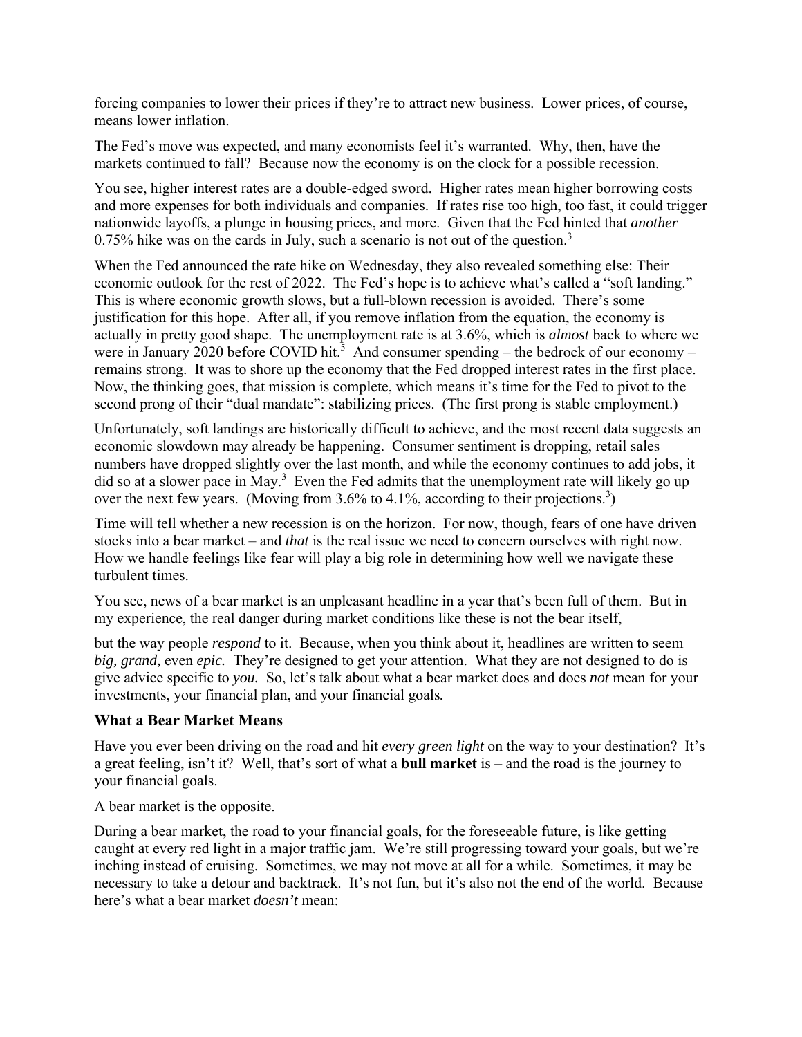forcing companies to lower their prices if they're to attract new business. Lower prices, of course, means lower inflation.

The Fed's move was expected, and many economists feel it's warranted. Why, then, have the markets continued to fall? Because now the economy is on the clock for a possible recession.

You see, higher interest rates are a double-edged sword. Higher rates mean higher borrowing costs and more expenses for both individuals and companies. If rates rise too high, too fast, it could trigger nationwide layoffs, a plunge in housing prices, and more. Given that the Fed hinted that *another* 0.75% hike was on the cards in July, such a scenario is not out of the question.[3]

When the Fed announced the rate hike on Wednesday, they also revealed something else: Their economic outlook for the rest of 2022. The Fed's hope is to achieve what's called a "soft landing." This is where economic growth slows, but a full-blown recession is avoided. There's some justification for this hope. After all, if you remove inflation from the equation, the economy is actually in pretty good shape. The unemployment rate is at 3.6%, which is *almost* back to where we were in January 2020 before COVID hit.[5] And consumer spending – the bedrock of our economy – remains strong. It was to shore up the economy that the Fed dropped interest rates in the first place. Now, the thinking goes, that mission is complete, which means it's time for the Fed to pivot to the second prong of their "dual mandate": stabilizing prices. (The first prong is stable employment.)

Unfortunately, soft landings are historically difficult to achieve, and the most recent data suggests an economic slowdown may already be happening. Consumer sentiment is dropping, retail sales numbers have dropped slightly over the last month, and while the economy continues to add jobs, it did so at a slower pace in May.[3] Even the Fed admits that the unemployment rate will likely go up over the next few years. (Moving from 3.6% to 4.1%, according to their projections.[3])

Time will tell whether a new recession is on the horizon. For now, though, fears of one have driven stocks into a bear market – and *that* is the real issue we need to concern ourselves with right now. How we handle feelings like fear will play a big role in determining how well we navigate these turbulent times.

You see, news of a bear market is an unpleasant headline in a year that's been full of them. But in my experience, the real danger during market conditions like these is not the bear itself,

but the way people *respond* to it. Because, when you think about it, headlines are written to seem *big, grand,* even *epic.* They're designed to get your attention. What they are not designed to do is give advice specific to *you.* So, let's talk about what a bear market does and does *not* mean for your investments, your financial plan, and your financial goals*.*

### What a Bear Market Means

Have you ever been driving on the road and hit *every green light* on the way to your destination? It's a great feeling, isn't it? Well, that's sort of what a **bull market** is – and the road is the journey to your financial goals.

A bear market is the opposite.

During a bear market, the road to your financial goals, for the foreseeable future, is like getting caught at every red light in a major traffic jam. We're still progressing toward your goals, but we're inching instead of cruising. Sometimes, we may not move at all for a while. Sometimes, it may be necessary to take a detour and backtrack. It's not fun, but it's also not the end of the world. Because here's what a bear market *doesn't* mean: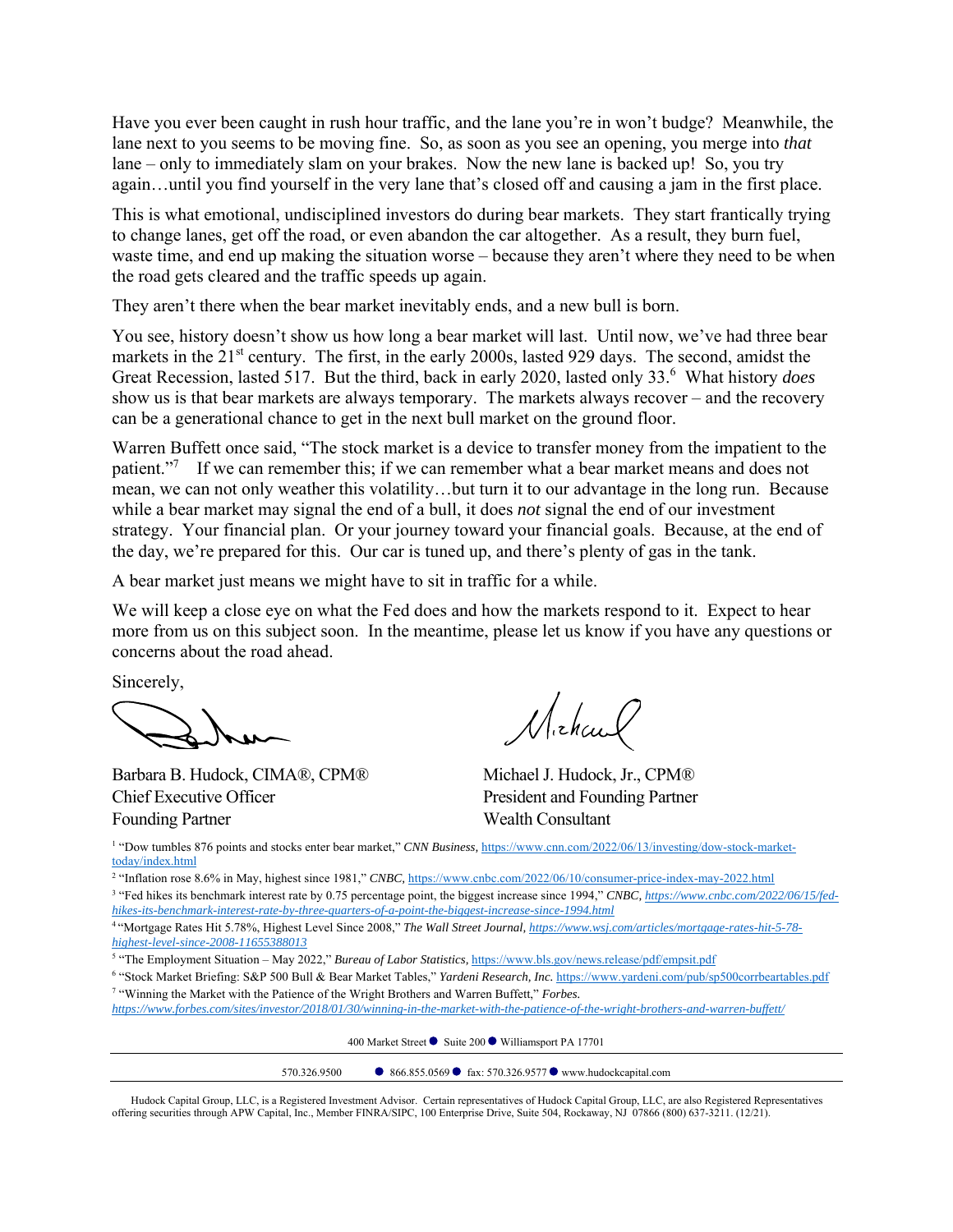Have you ever been caught in rush hour traffic, and the lane you're in won't budge? Meanwhile, the lane next to you seems to be moving fine. So, as soon as you see an opening, you merge into *that* lane – only to immediately slam on your brakes. Now the new lane is backed up! So, you try again…until you find yourself in the very lane that's closed off and causing a jam in the first place.

This is what emotional, undisciplined investors do during bear markets. They start frantically trying to change lanes, get off the road, or even abandon the car altogether. As a result, they burn fuel, waste time, and end up making the situation worse – because they aren't where they need to be when the road gets cleared and the traffic speeds up again.

They aren't there when the bear market inevitably ends, and a new bull is born.

You see, history doesn't show us how long a bear market will last. Until now, we've had three bear markets in the 21st century. The first, in the early 2000s, lasted 929 days. The second, amidst the Great Recession, lasted 517. But the third, back in early 2020, lasted only 33.[6] What history *does* show us is that bear markets are always temporary. The markets always recover – and the recovery can be a generational chance to get in the next bull market on the ground floor.

Warren Buffett once said, "The stock market is a device to transfer money from the impatient to the patient."[7] If we can remember this; if we can remember what a bear market means and does not mean, we can not only weather this volatility…but turn it to our advantage in the long run. Because while a bear market may signal the end of a bull, it does *not* signal the end of our investment strategy. Your financial plan. Or your journey toward your financial goals. Because, at the end of the day, we're prepared for this. Our car is tuned up, and there's plenty of gas in the tank.

A bear market just means we might have to sit in traffic for a while.

We will keep a close eye on what the Fed does and how the markets respond to it. Expect to hear more from us on this subject soon. In the meantime, please let us know if you have any questions or concerns about the road ahead.

Sincerely,

Barbara B. Hudock, CIMA®, CPM®
Chief Executive Officer
Founding Partner

Michael J. Hudock, Jr., CPM®
President and Founding Partner
Wealth Consultant

[1] "Dow tumbles 876 points and stocks enter bear market," *CNN Business*, https://www.cnn.com/2022/06/13/investing/dow-stock-market-today/index.html

[2] "Inflation rose 8.6% in May, highest since 1981," *CNBC*, https://www.cnbc.com/2022/06/10/consumer-price-index-may-2022.html

[3] "Fed hikes its benchmark interest rate by 0.75 percentage point, the biggest increase since 1994," *CNBC*, *https://www.cnbc.com/2022/06/15/fed-hikes-its-benchmark-interest-rate-by-three-quarters-of-a-point-the-biggest-increase-since-1994.html*

[4] "Mortgage Rates Hit 5.78%, Highest Level Since 2008," *The Wall Street Journal*, *https://www.wsj.com/articles/mortgage-rates-hit-5-78-highest-level-since-2008-11655388013*

[5] "The Employment Situation – May 2022," *Bureau of Labor Statistics*, https://www.bls.gov/news.release/pdf/empsit.pdf

[6] "Stock Market Briefing: S&P 500 Bull & Bear Market Tables," *Yardeni Research, Inc.* https://www.yardeni.com/pub/sp500corrbeartables.pdf

[7] "Winning the Market with the Patience of the Wright Brothers and Warren Buffett," *Forbes*. *https://www.forbes.com/sites/investor/2018/01/30/winning-in-the-market-with-the-patience-of-the-wright-brothers-and-warren-buffett/*

400 Market Street ● Suite 200 ● Williamsport PA 17701

570.326.9500 ● 866.855.0569 ● fax: 570.326.9577 ● www.hudockcapital.com

Hudock Capital Group, LLC, is a Registered Investment Advisor. Certain representatives of Hudock Capital Group, LLC, are also Registered Representatives offering securities through APW Capital, Inc., Member FINRA/SIPC, 100 Enterprise Drive, Suite 504, Rockaway, NJ 07866 (800) 637-3211. (12/21).